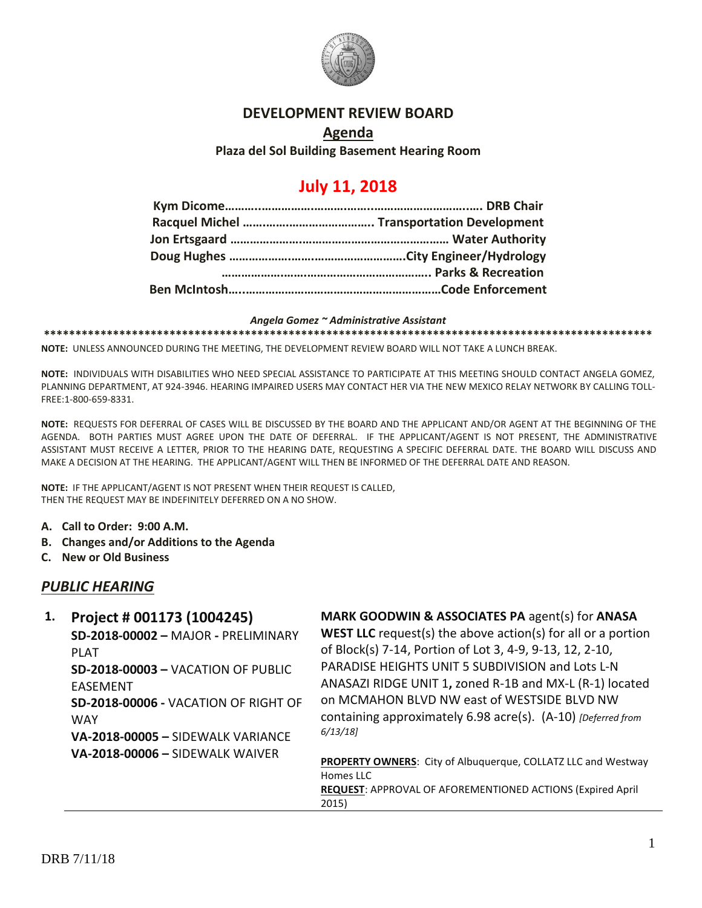# DEVELOPMENT REVIEW BOARD

## Agenda

**Plaza del Sol Building Basement Hearing Room**

## July 11, 2018

**Kym Dicome……………………………………………………………. DRB Chair**
**Racquel Michel ………………………………… Transportation Development**
**Jon Ertsgaard ………………………………………………………… Water Authority**
**Doug Hughes ……………………………………………City Engineer/Hydrology**
**……………………………………………………….. Parks & Recreation**
**Ben McIntosh…………………………………………………………Code Enforcement**

***Angela Gomez ~ Administrative Assistant***

**NOTE:** UNLESS ANNOUNCED DURING THE MEETING, THE DEVELOPMENT REVIEW BOARD WILL NOT TAKE A LUNCH BREAK.

**NOTE:** INDIVIDUALS WITH DISABILITIES WHO NEED SPECIAL ASSISTANCE TO PARTICIPATE AT THIS MEETING SHOULD CONTACT ANGELA GOMEZ, PLANNING DEPARTMENT, AT 924-3946. HEARING IMPAIRED USERS MAY CONTACT HER VIA THE NEW MEXICO RELAY NETWORK BY CALLING TOLL-FREE:1-800-659-8331.

**NOTE:** REQUESTS FOR DEFERRAL OF CASES WILL BE DISCUSSED BY THE BOARD AND THE APPLICANT AND/OR AGENT AT THE BEGINNING OF THE AGENDA. BOTH PARTIES MUST AGREE UPON THE DATE OF DEFERRAL. IF THE APPLICANT/AGENT IS NOT PRESENT, THE ADMINISTRATIVE ASSISTANT MUST RECEIVE A LETTER, PRIOR TO THE HEARING DATE, REQUESTING A SPECIFIC DEFERRAL DATE. THE BOARD WILL DISCUSS AND MAKE A DECISION AT THE HEARING. THE APPLICANT/AGENT WILL THEN BE INFORMED OF THE DEFERRAL DATE AND REASON.

**NOTE:** IF THE APPLICANT/AGENT IS NOT PRESENT WHEN THEIR REQUEST IS CALLED, THEN THE REQUEST MAY BE INDEFINITELY DEFERRED ON A NO SHOW.

A. **Call to Order: 9:00 A.M.**
B. **Changes and/or Additions to the Agenda**
C. **New or Old Business**

## *PUBLIC HEARING*

1. **Project # 001173 (1004245)**
   **SD-2018-00002 –** MAJOR **-** PRELIMINARY PLAT
   **SD-2018-00003 –** VACATION OF PUBLIC EASEMENT
   **SD-2018-00006 -** VACATION OF RIGHT OF WAY
   **VA-2018-00005 –** SIDEWALK VARIANCE
   **VA-2018-00006 –** SIDEWALK WAIVER

   **MARK GOODWIN & ASSOCIATES PA** agent(s) for **ANASA WEST LLC** request(s) the above action(s) for all or a portion of Block(s) 7-14, Portion of Lot 3, 4-9, 9-13, 12, 2-10, PARADISE HEIGHTS UNIT 5 SUBDIVISION and Lots L-N ANASAZI RIDGE UNIT 1**,** zoned R-1B and MX-L (R-1) located on MCMAHON BLVD NW east of WESTSIDE BLVD NW containing approximately 6.98 acre(s). (A-10) *[Deferred from 6/13/18]*

   **PROPERTY OWNERS**: City of Albuquerque, COLLATZ LLC and Westway Homes LLC
   **REQUEST**: APPROVAL OF AFOREMENTIONED ACTIONS (Expired April 2015)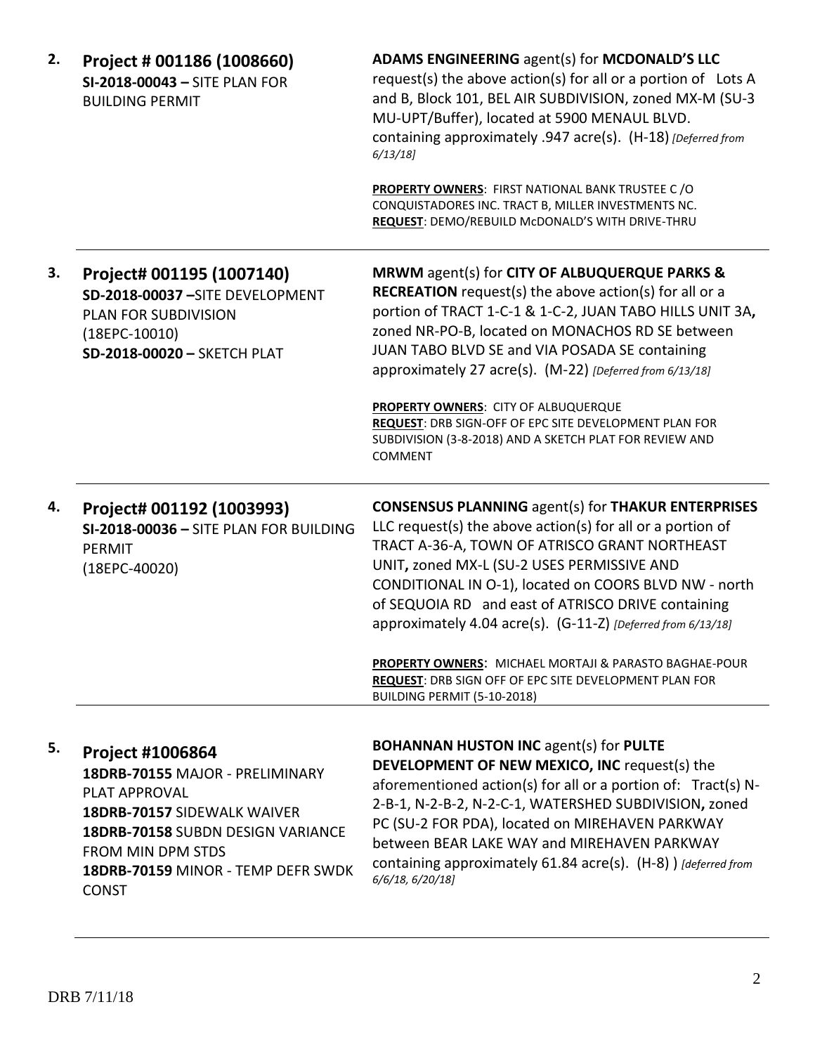**2. Project # 001186 (1008660)**
**SI-2018-00043 –** SITE PLAN FOR BUILDING PERMIT

**ADAMS ENGINEERING** agent(s) for **MCDONALD'S LLC** request(s) the above action(s) for all or a portion of Lots A and B, Block 101, BEL AIR SUBDIVISION, zoned MX-M (SU-3 MU-UPT/Buffer), located at 5900 MENAUL BLVD. containing approximately .947 acre(s). (H-18) *[Deferred from 6/13/18]*

**PROPERTY OWNERS**: FIRST NATIONAL BANK TRUSTEE C /O CONQUISTADORES INC. TRACT B, MILLER INVESTMENTS NC.
**REQUEST**: DEMO/REBUILD McDONALD'S WITH DRIVE-THRU

---

**3. Project# 001195 (1007140)**
**SD-2018-00037 –**SITE DEVELOPMENT PLAN FOR SUBDIVISION (18EPC-10010)
**SD-2018-00020 –** SKETCH PLAT

**MRWM** agent(s) for **CITY OF ALBUQUERQUE PARKS & RECREATION** request(s) the above action(s) for all or a portion of TRACT 1-C-1 & 1-C-2, JUAN TABO HILLS UNIT 3A**,** zoned NR-PO-B, located on MONACHOS RD SE between JUAN TABO BLVD SE and VIA POSADA SE containing approximately 27 acre(s). (M-22) *[Deferred from 6/13/18]*

**PROPERTY OWNERS**: CITY OF ALBUQUERQUE
**REQUEST**: DRB SIGN-OFF OF EPC SITE DEVELOPMENT PLAN FOR SUBDIVISION (3-8-2018) AND A SKETCH PLAT FOR REVIEW AND COMMENT

---

**4. Project# 001192 (1003993)**
**SI-2018-00036 –** SITE PLAN FOR BUILDING PERMIT (18EPC-40020)

**CONSENSUS PLANNING** agent(s) for **THAKUR ENTERPRISES** LLC request(s) the above action(s) for all or a portion of TRACT A-36-A, TOWN OF ATRISCO GRANT NORTHEAST UNIT**,** zoned MX-L (SU-2 USES PERMISSIVE AND CONDITIONAL IN O-1), located on COORS BLVD NW - north of SEQUOIA RD and east of ATRISCO DRIVE containing approximately 4.04 acre(s). (G-11-Z) *[Deferred from 6/13/18]*

**PROPERTY OWNERS**: MICHAEL MORTAJI & PARASTO BAGHAE-POUR
**REQUEST**: DRB SIGN OFF OF EPC SITE DEVELOPMENT PLAN FOR BUILDING PERMIT (5-10-2018)

---

**5. Project #1006864**
**18DRB-70155** MAJOR - PRELIMINARY PLAT APPROVAL
**18DRB-70157** SIDEWALK WAIVER
**18DRB-70158** SUBDN DESIGN VARIANCE FROM MIN DPM STDS
**18DRB-70159** MINOR - TEMP DEFR SWDK CONST

**BOHANNAN HUSTON INC** agent(s) for **PULTE DEVELOPMENT OF NEW MEXICO, INC** request(s) the aforementioned action(s) for all or a portion of: Tract(s) N-2-B-1, N-2-B-2, N-2-C-1, WATERSHED SUBDIVISION**,** zoned PC (SU-2 FOR PDA), located on MIREHAVEN PARKWAY between BEAR LAKE WAY and MIREHAVEN PARKWAY containing approximately 61.84 acre(s). (H-8) ) *[deferred from 6/6/18, 6/20/18]*

---

DRB 7/11/18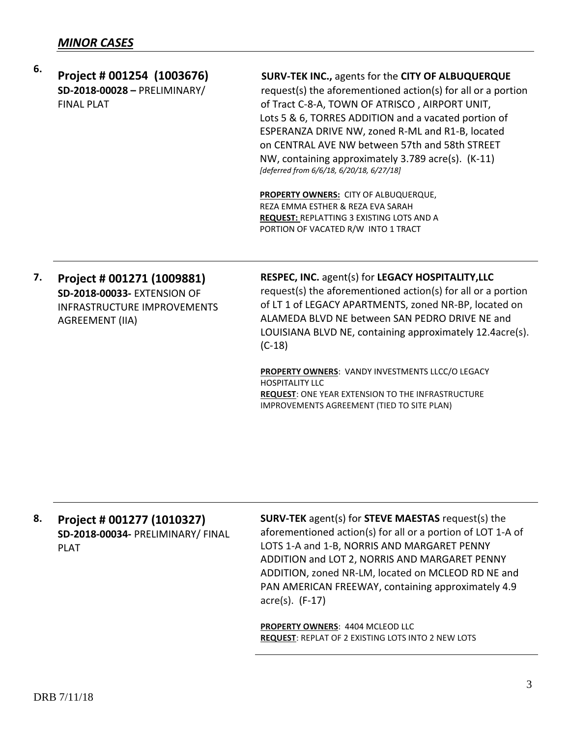## *MINOR CASES*

**6. Project # 001254 (1003676)**
**SD-2018-00028 –** PRELIMINARY/ FINAL PLAT

**SURV-TEK INC.,** agents for the **CITY OF ALBUQUERQUE** request(s) the aforementioned action(s) for all or a portion of Tract C-8-A, TOWN OF ATRISCO , AIRPORT UNIT, Lots 5 & 6, TORRES ADDITION and a vacated portion of ESPERANZA DRIVE NW, zoned R-ML and R1-B, located on CENTRAL AVE NW between 57th and 58th STREET NW, containing approximately 3.789 acre(s). (K-11) *[deferred from 6/6/18, 6/20/18, 6/27/18]*

**PROPERTY OWNERS:** CITY OF ALBUQUERQUE, REZA EMMA ESTHER & REZA EVA SARAH
**REQUEST:** REPLATTING 3 EXISTING LOTS AND A PORTION OF VACATED R/W INTO 1 TRACT

---

**7. Project # 001271 (1009881)**
**SD-2018-00033-** EXTENSION OF INFRASTRUCTURE IMPROVEMENTS AGREEMENT (IIA)

**RESPEC, INC.** agent(s) for **LEGACY HOSPITALITY,LLC** request(s) the aforementioned action(s) for all or a portion of LT 1 of LEGACY APARTMENTS, zoned NR-BP, located on ALAMEDA BLVD NE between SAN PEDRO DRIVE NE and LOUISIANA BLVD NE, containing approximately 12.4acre(s). (C-18)

**PROPERTY OWNERS**: VANDY INVESTMENTS LLCC/O LEGACY HOSPITALITY LLC
**REQUEST**: ONE YEAR EXTENSION TO THE INFRASTRUCTURE IMPROVEMENTS AGREEMENT (TIED TO SITE PLAN)

---

**8. Project # 001277 (1010327)**
**SD-2018-00034-** PRELIMINARY/ FINAL PLAT

**SURV-TEK** agent(s) for **STEVE MAESTAS** request(s) the aforementioned action(s) for all or a portion of LOT 1-A of LOTS 1-A and 1-B, NORRIS AND MARGARET PENNY ADDITION and LOT 2, NORRIS AND MARGARET PENNY ADDITION, zoned NR-LM, located on MCLEOD RD NE and PAN AMERICAN FREEWAY, containing approximately 4.9 acre(s). (F-17)

**PROPERTY OWNERS**: 4404 MCLEOD LLC
**REQUEST**: REPLAT OF 2 EXISTING LOTS INTO 2 NEW LOTS

---

DRB 7/11/18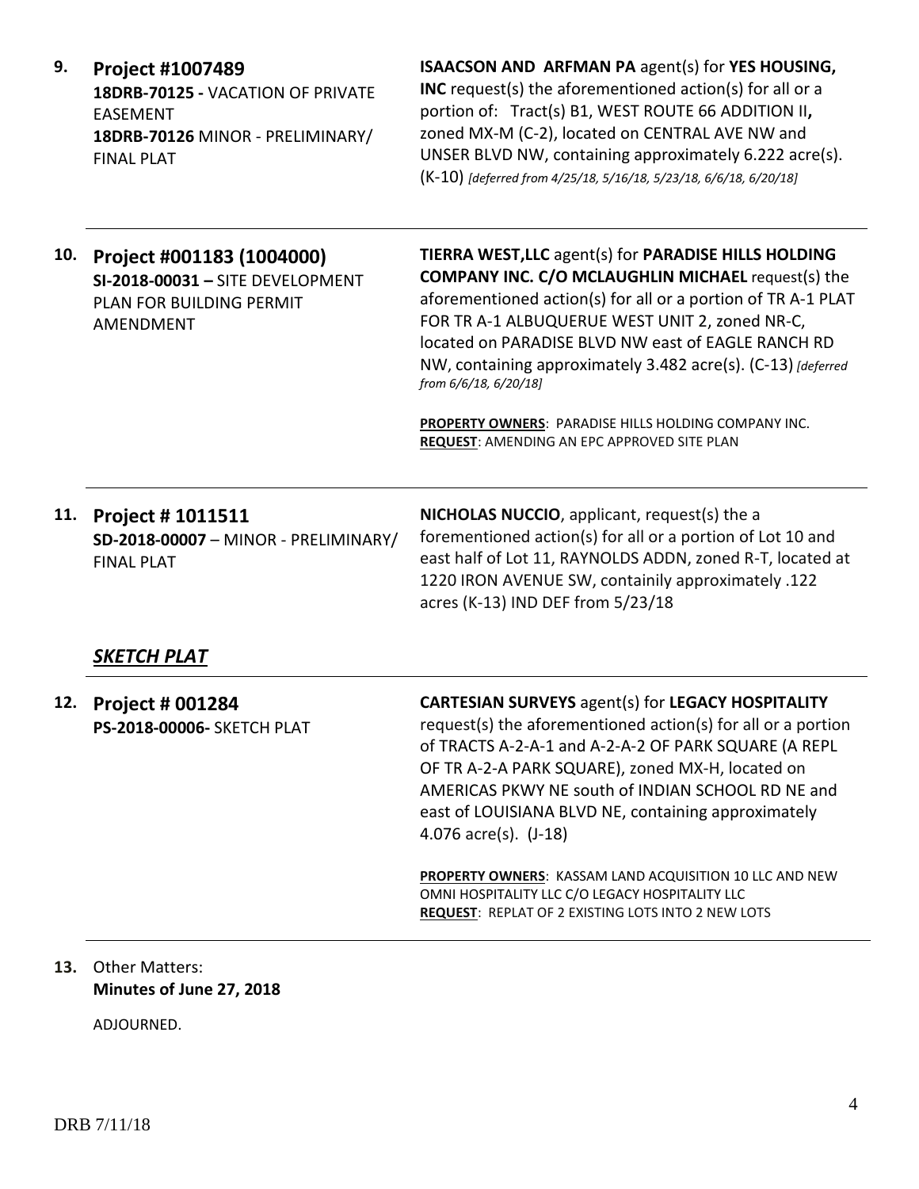**9. Project #1007489**
**18DRB-70125 -** VACATION OF PRIVATE EASEMENT
**18DRB-70126** MINOR - PRELIMINARY/ FINAL PLAT

**ISAACSON AND ARFMAN PA** agent(s) for **YES HOUSING, INC** request(s) the aforementioned action(s) for all or a portion of: Tract(s) B1, WEST ROUTE 66 ADDITION II**,** zoned MX-M (C-2), located on CENTRAL AVE NW and UNSER BLVD NW, containing approximately 6.222 acre(s). (K-10) *[deferred from 4/25/18, 5/16/18, 5/23/18, 6/6/18, 6/20/18]*

---

**10. Project #001183 (1004000)**
**SI-2018-00031 –** SITE DEVELOPMENT PLAN FOR BUILDING PERMIT AMENDMENT

**TIERRA WEST,LLC** agent(s) for **PARADISE HILLS HOLDING COMPANY INC. C/O MCLAUGHLIN MICHAEL** request(s) the aforementioned action(s) for all or a portion of TR A-1 PLAT FOR TR A-1 ALBUQUERUE WEST UNIT 2, zoned NR-C, located on PARADISE BLVD NW east of EAGLE RANCH RD NW, containing approximately 3.482 acre(s). (C-13) *[deferred from 6/6/18, 6/20/18]*

**PROPERTY OWNERS**: PARADISE HILLS HOLDING COMPANY INC.
**REQUEST**: AMENDING AN EPC APPROVED SITE PLAN

---

**11. Project # 1011511**
**SD-2018-00007** – MINOR - PRELIMINARY/ FINAL PLAT

**NICHOLAS NUCCIO**, applicant, request(s) the a forementioned action(s) for all or a portion of Lot 10 and east half of Lot 11, RAYNOLDS ADDN, zoned R-T, located at 1220 IRON AVENUE SW, containily approximately .122 acres (K-13) IND DEF from 5/23/18

## *SKETCH PLAT*

---

**12. Project # 001284**
**PS-2018-00006-** SKETCH PLAT

**CARTESIAN SURVEYS** agent(s) for **LEGACY HOSPITALITY** request(s) the aforementioned action(s) for all or a portion of TRACTS A-2-A-1 and A-2-A-2 OF PARK SQUARE (A REPL OF TR A-2-A PARK SQUARE), zoned MX-H, located on AMERICAS PKWY NE south of INDIAN SCHOOL RD NE and east of LOUISIANA BLVD NE, containing approximately 4.076 acre(s). (J-18)

**PROPERTY OWNERS**: KASSAM LAND ACQUISITION 10 LLC AND NEW OMNI HOSPITALITY LLC C/O LEGACY HOSPITALITY LLC
**REQUEST**: REPLAT OF 2 EXISTING LOTS INTO 2 NEW LOTS

---

**13.** Other Matters:
**Minutes of June 27, 2018**

ADJOURNED.